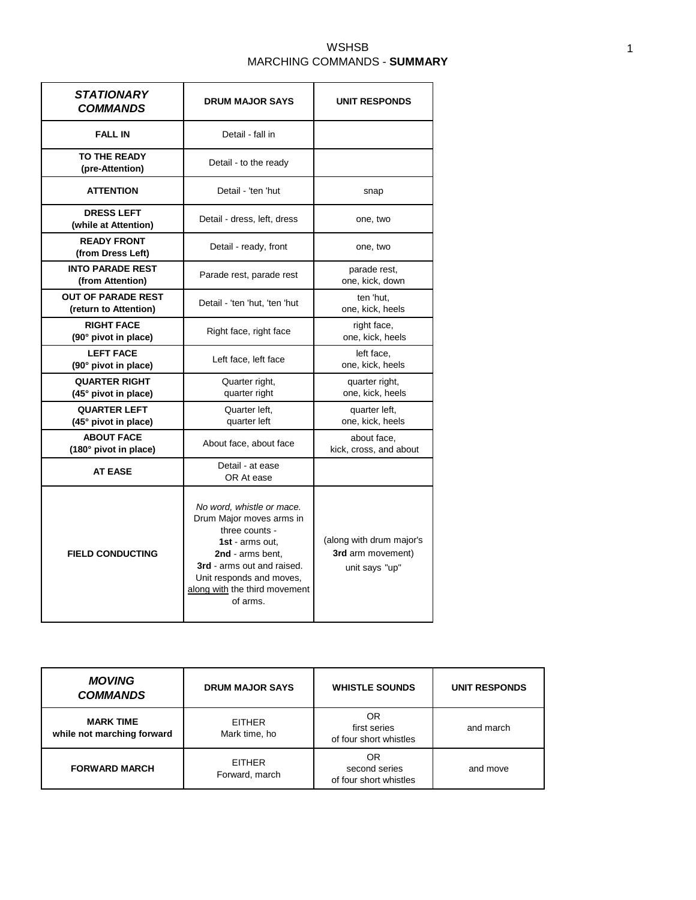# WSHSB

## MARCHING COMMANDS - **SUMMARY**

| ***STATIONARY COMMANDS*** | **DRUM MAJOR SAYS** | **UNIT RESPONDS** |
|---|---|---|
| **FALL IN** | Detail - fall in | |
| **TO THE READY (pre-Attention)** | Detail - to the ready | |
| **ATTENTION** | Detail - 'ten 'hut | snap |
| **DRESS LEFT (while at Attention)** | Detail - dress, left, dress | one, two |
| **READY FRONT (from Dress Left)** | Detail - ready, front | one, two |
| **INTO PARADE REST (from Attention)** | Parade rest, parade rest | parade rest, one, kick, down |
| **OUT OF PARADE REST (return to Attention)** | Detail - 'ten 'hut, 'ten 'hut | ten 'hut, one, kick, heels |
| **RIGHT FACE (90° pivot in place)** | Right face, right face | right face, one, kick, heels |
| **LEFT FACE (90° pivot in place)** | Left face, left face | left face, one, kick, heels |
| **QUARTER RIGHT (45° pivot in place)** | Quarter right, quarter right | quarter right, one, kick, heels |
| **QUARTER LEFT (45° pivot in place)** | Quarter left, quarter left | quarter left, one, kick, heels |
| **ABOUT FACE (180° pivot in place)** | About face, about face | about face, kick, cross, and about |
| **AT EASE** | Detail - at ease OR At ease | |
| **FIELD CONDUCTING** | *No word, whistle or mace.* Drum Major moves arms in three counts - **1st** - arms out, **2nd** - arms bent, **3rd** - arms out and raised. Unit responds and moves, along with the third movement of arms. | (along with drum major's **3rd** arm movement) unit says "up" |

| ***MOVING COMMANDS*** | **DRUM MAJOR SAYS** | **WHISTLE SOUNDS** | **UNIT RESPONDS** |
|---|---|---|---|
| **MARK TIME while not marching forward** | EITHER Mark time, ho | OR first series of four short whistles | and march |
| **FORWARD MARCH** | EITHER Forward, march | OR second series of four short whistles | and move |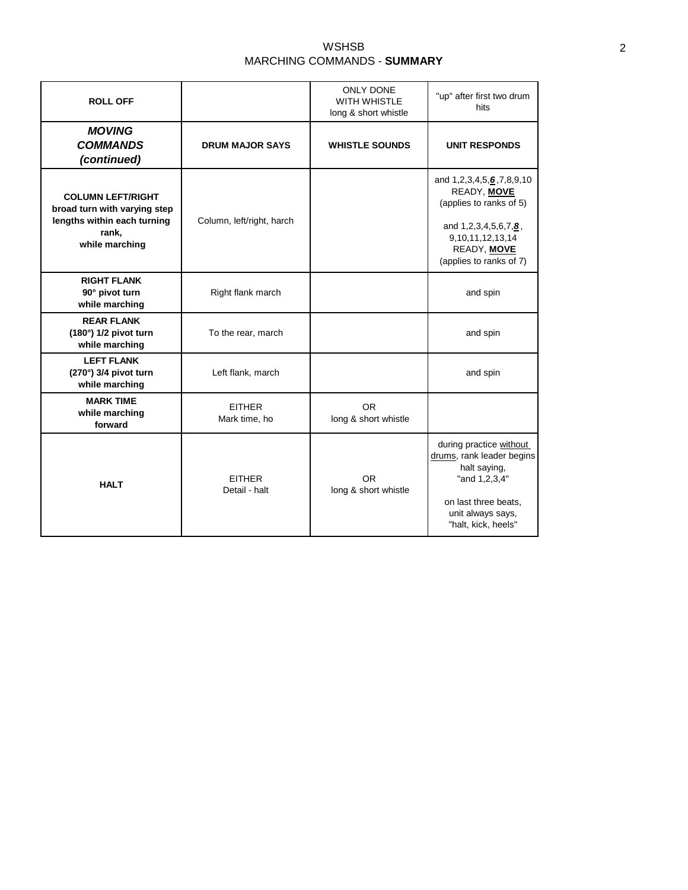# WSHSB
## MARCHING COMMANDS - **SUMMARY**

| | | | |
|---|---|---|---|
| **ROLL OFF** | | ONLY DONE WITH WHISTLE long & short whistle | "up" after first two drum hits |
| ***MOVING COMMANDS (continued)*** | **DRUM MAJOR SAYS** | **WHISTLE SOUNDS** | **UNIT RESPONDS** |
| **COLUMN LEFT/RIGHT broad turn with varying step lengths within each turning rank, while marching** | Column, left/right, harch | | and 1,2,3,4,5,***6***,7,8,9,10 READY, **MOVE** (applies to ranks of 5)<br><br>and 1,2,3,4,5,6,7,***8***, 9,10,11,12,13,14 READY, **MOVE** (applies to ranks of 7) |
| **RIGHT FLANK 90° pivot turn while marching** | Right flank march | | and spin |
| **REAR FLANK (180°) 1/2 pivot turn while marching** | To the rear, march | | and spin |
| **LEFT FLANK (270°) 3/4 pivot turn while marching** | Left flank, march | | and spin |
| **MARK TIME while marching forward** | EITHER Mark time, ho | OR long & short whistle | |
| **HALT** | EITHER Detail - halt | OR long & short whistle | during practice without drums, rank leader begins halt saying, "and 1,2,3,4"<br><br>on last three beats, unit always says, "halt, kick, heels" |